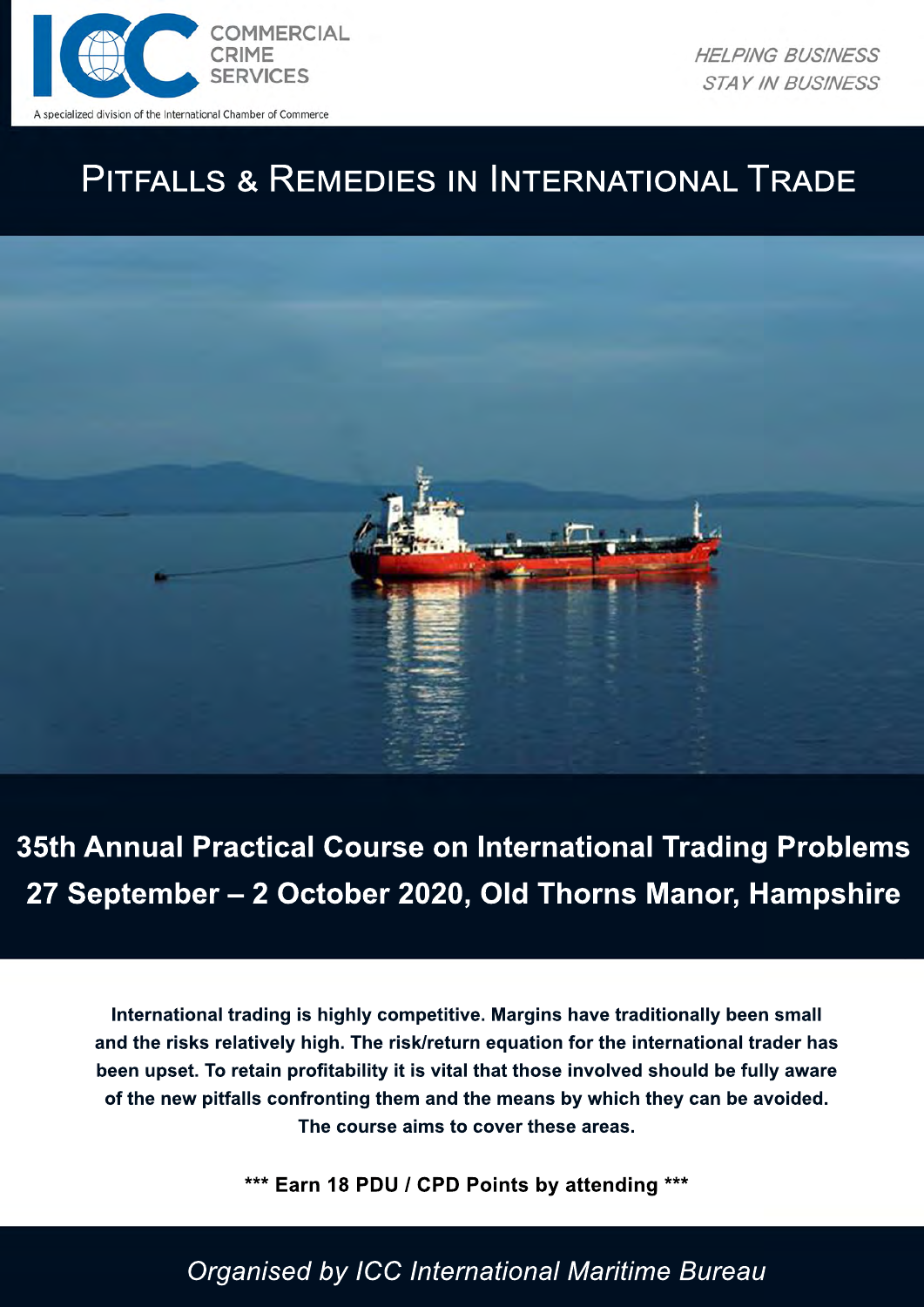ICC COMMERCIAL CRIME SERVICES

A specialized division of the International Chamber of Commerce

*HELPING BUSINESS STAY IN BUSINESS*

# Pitfalls & Remedies in International Trade

## 35th Annual Practical Course on International Trading Problems
## 27 September – 2 October 2020, Old Thorns Manor, Hampshire

**International trading is highly competitive. Margins have traditionally been small and the risks relatively high. The risk/return equation for the international trader has been upset. To retain profitability it is vital that those involved should be fully aware of the new pitfalls confronting them and the means by which they can be avoided. The course aims to cover these areas.**

**\*\*\* Earn 18 PDU / CPD Points by attending \*\*\***

*Organised by ICC International Maritime Bureau*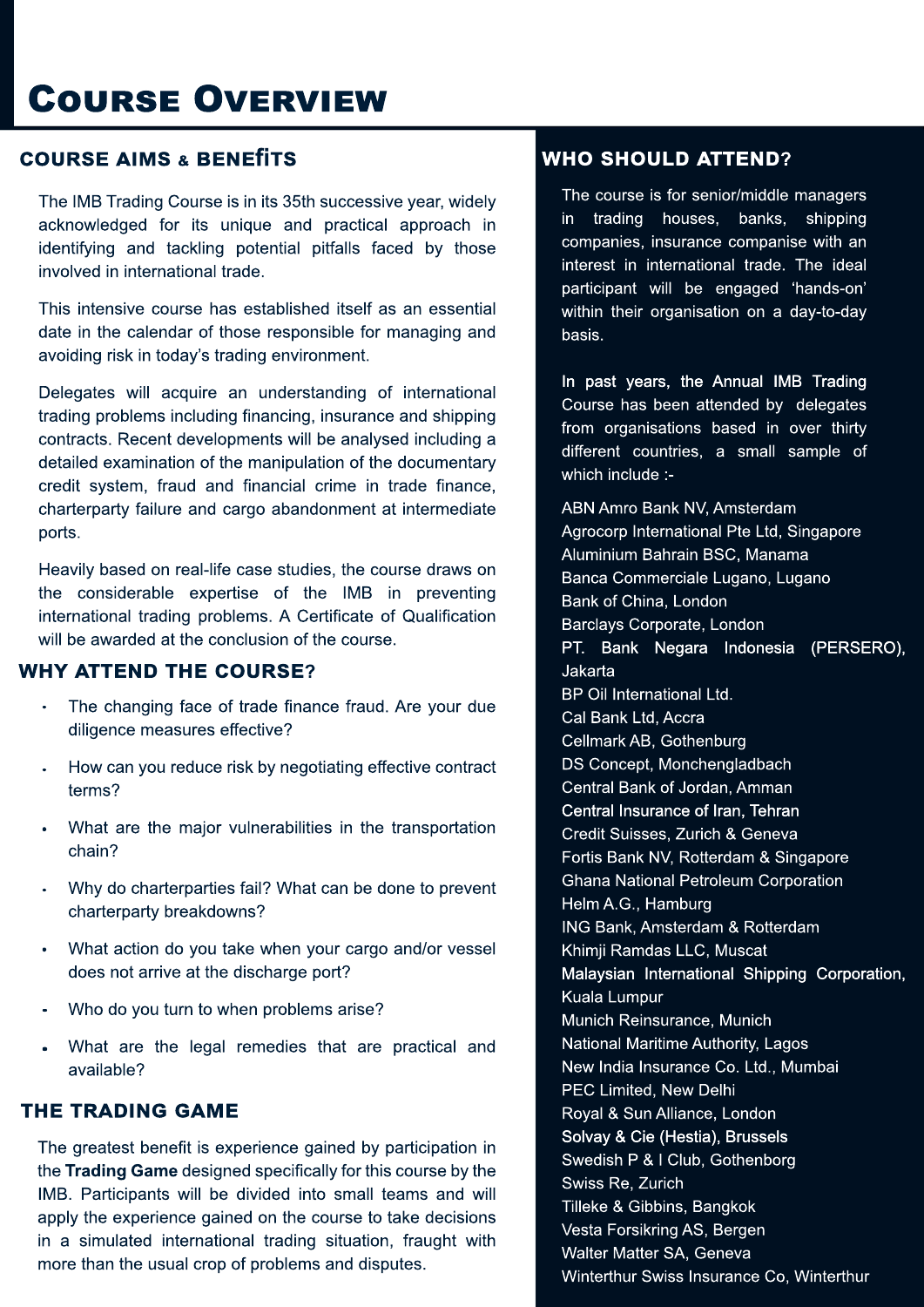# Course Overview

## COURSE AIMS & BENEfiTS

The IMB Trading Course is in its 35th successive year, widely acknowledged for its unique and practical approach in identifying and tackling potential pitfalls faced by those involved in international trade.

This intensive course has established itself as an essential date in the calendar of those responsible for managing and avoiding risk in today's trading environment.

Delegates will acquire an understanding of international trading problems including financing, insurance and shipping contracts. Recent developments will be analysed including a detailed examination of the manipulation of the documentary credit system, fraud and financial crime in trade finance, charterparty failure and cargo abandonment at intermediate ports.

Heavily based on real-life case studies, the course draws on the considerable expertise of the IMB in preventing international trading problems. A Certificate of Qualification will be awarded at the conclusion of the course.

## WHY ATTEND THE COURSE?

- The changing face of trade finance fraud. Are your due diligence measures effective?
- How can you reduce risk by negotiating effective contract terms?
- What are the major vulnerabilities in the transportation chain?
- Why do charterparties fail? What can be done to prevent charterparty breakdowns?
- What action do you take when your cargo and/or vessel does not arrive at the discharge port?
- Who do you turn to when problems arise?
- What are the legal remedies that are practical and available?

## THE TRADING GAME

The greatest benefit is experience gained by participation in the **Trading Game** designed specifically for this course by the IMB. Participants will be divided into small teams and will apply the experience gained on the course to take decisions in a simulated international trading situation, fraught with more than the usual crop of problems and disputes.

## WHO SHOULD ATTEND?

The course is for senior/middle managers in trading houses, banks, shipping companies, insurance companise with an interest in international trade. The ideal participant will be engaged 'hands-on' within their organisation on a day-to-day basis.

In past years, the Annual IMB Trading Course has been attended by delegates from organisations based in over thirty different countries, a small sample of which include :-

ABN Amro Bank NV, Amsterdam
Agrocorp International Pte Ltd, Singapore
Aluminium Bahrain BSC, Manama
Banca Commerciale Lugano, Lugano
Bank of China, London
Barclays Corporate, London
PT. Bank Negara Indonesia (PERSERO), Jakarta
BP Oil International Ltd.
Cal Bank Ltd, Accra
Cellmark AB, Gothenburg
DS Concept, Monchengladbach
Central Bank of Jordan, Amman
Central Insurance of Iran, Tehran
Credit Suisses, Zurich & Geneva
Fortis Bank NV, Rotterdam & Singapore
Ghana National Petroleum Corporation
Helm A.G., Hamburg
ING Bank, Amsterdam & Rotterdam
Khimji Ramdas LLC, Muscat
Malaysian International Shipping Corporation, Kuala Lumpur
Munich Reinsurance, Munich
National Maritime Authority, Lagos
New India Insurance Co. Ltd., Mumbai
PEC Limited, New Delhi
Royal & Sun Alliance, London
Solvay & Cie (Hestia), Brussels
Swedish P & I Club, Gothenborg
Swiss Re, Zurich
Tilleke & Gibbins, Bangkok
Vesta Forsikring AS, Bergen
Walter Matter SA, Geneva
Winterthur Swiss Insurance Co, Winterthur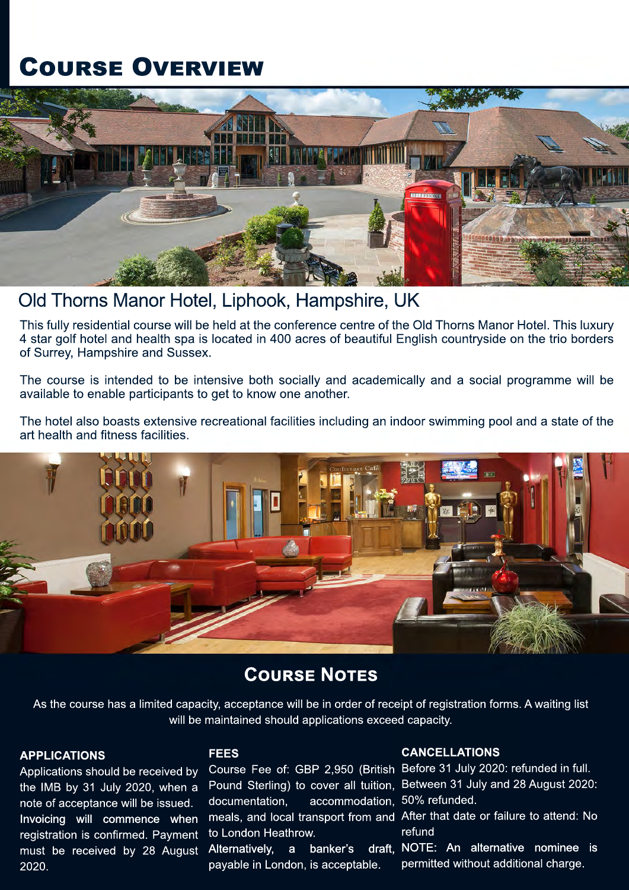# Course Overview

## Old Thorns Manor Hotel, Liphook, Hampshire, UK

This fully residential course will be held at the conference centre of the Old Thorns Manor Hotel. This luxury 4 star golf hotel and health spa is located in 400 acres of beautiful English countryside on the trio borders of Surrey, Hampshire and Sussex.

The course is intended to be intensive both socially and academically and a social programme will be available to enable participants to get to know one another.

The hotel also boasts extensive recreational facilities including an indoor swimming pool and a state of the art health and fitness facilities.

## Course Notes

As the course has a limited capacity, acceptance will be in order of receipt of registration forms. A waiting list will be maintained should applications exceed capacity.

### APPLICATIONS

Applications should be received by the IMB by 31 July 2020, when a note of acceptance will be issued. Invoicing will commence when registration is confirmed. Payment must be received by 28 August 2020.

### FEES

Course Fee of: GBP 2,950 (British Pound Sterling) to cover all tuition, documentation, accommodation, meals, and local transport from and to London Heathrow.

Alternatively, a banker's draft, payable in London, is acceptable.

### CANCELLATIONS

Before 31 July 2020: refunded in full.
Between 31 July and 28 August 2020: 50% refunded.
After that date or failure to attend: No refund

NOTE: An alternative nominee is permitted without additional charge.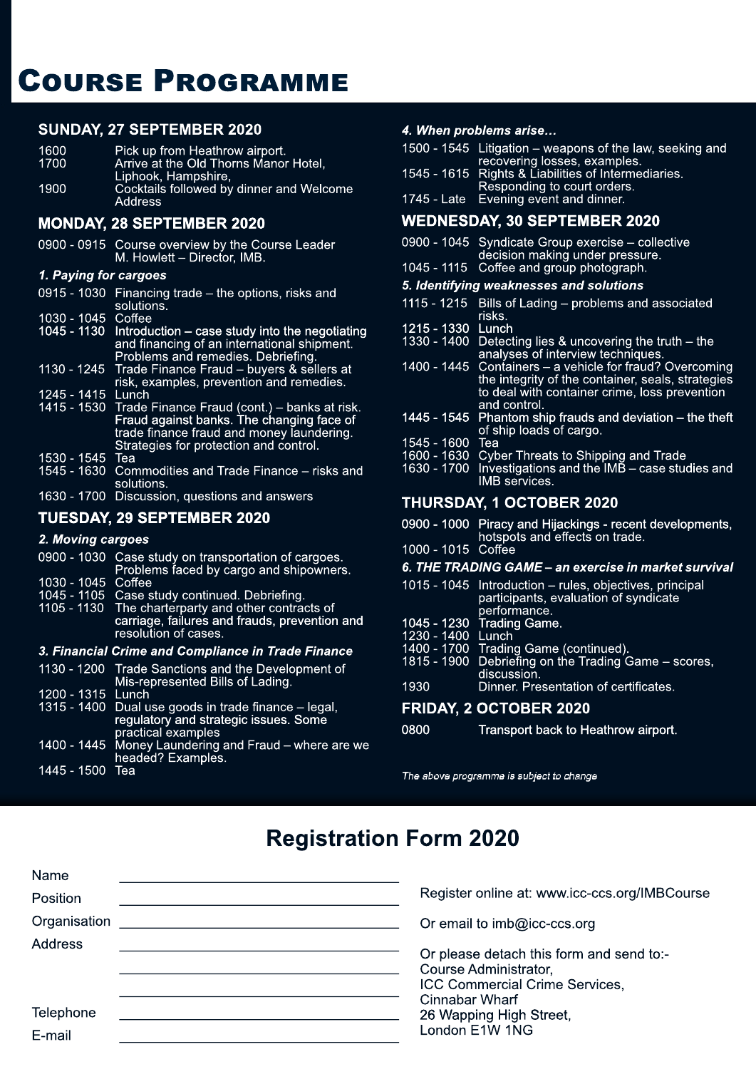# Course Programme

## SUNDAY, 27 SEPTEMBER 2020

| | |
|---|---|
| 1600 | Pick up from Heathrow airport. |
| 1700 | Arrive at the Old Thorns Manor Hotel, Liphook, Hampshire, |
| 1900 | Cocktails followed by dinner and Welcome Address |

## MONDAY, 28 SEPTEMBER 2020

| | |
|---|---|
| 0900 - 0915 | Course overview by the Course Leader M. Howlett – Director, IMB. |

### *1. Paying for cargoes*

| | |
|---|---|
| 0915 - 1030 | Financing trade – the options, risks and solutions. |
| 1030 - 1045 | Coffee |
| 1045 - 1130 | Introduction – case study into the negotiating and financing of an international shipment. Problems and remedies. Debriefing. |
| 1130 - 1245 | Trade Finance Fraud – buyers & sellers at risk, examples, prevention and remedies. |
| 1245 - 1415 | Lunch |
| 1415 - 1530 | Trade Finance Fraud (cont.) – banks at risk. Fraud against banks. The changing face of trade finance fraud and money laundering. Strategies for protection and control. |
| 1530 - 1545 | Tea |
| 1545 - 1630 | Commodities and Trade Finance – risks and solutions. |
| 1630 - 1700 | Discussion, questions and answers |

## TUESDAY, 29 SEPTEMBER 2020

### *2. Moving cargoes*

| | |
|---|---|
| 0900 - 1030 | Case study on transportation of cargoes. Problems faced by cargo and shipowners. |
| 1030 - 1045 | Coffee |
| 1045 - 1105 | Case study continued. Debriefing. |
| 1105 - 1130 | The charterparty and other contracts of carriage, failures and frauds, prevention and resolution of cases. |

### *3. Financial Crime and Compliance in Trade Finance*

| | |
|---|---|
| 1130 - 1200 | Trade Sanctions and the Development of Mis-represented Bills of Lading. |
| 1200 - 1315 | Lunch |
| 1315 - 1400 | Dual use goods in trade finance – legal, regulatory and strategic issues. Some practical examples |
| 1400 - 1445 | Money Laundering and Fraud – where are we headed? Examples. |
| 1445 - 1500 | Tea |

### *4. When problems arise…*

| | |
|---|---|
| 1500 - 1545 | Litigation – weapons of the law, seeking and recovering losses, examples. |
| 1545 - 1615 | Rights & Liabilities of Intermediaries. Responding to court orders. |
| 1745 - Late | Evening event and dinner. |

## WEDNESDAY, 30 SEPTEMBER 2020

| | |
|---|---|
| 0900 - 1045 | Syndicate Group exercise – collective decision making under pressure. |
| 1045 - 1115 | Coffee and group photograph. |

### *5. Identifying weaknesses and solutions*

| | |
|---|---|
| 1115 - 1215 | Bills of Lading – problems and associated risks. |
| 1215 - 1330 | Lunch |
| 1330 - 1400 | Detecting lies & uncovering the truth – the analyses of interview techniques. |
| 1400 - 1445 | Containers – a vehicle for fraud? Overcoming the integrity of the container, seals, strategies to deal with container crime, loss prevention and control. |
| 1445 - 1545 | Phantom ship frauds and deviation – the theft of ship loads of cargo. |
| 1545 - 1600 | Tea |
| 1600 - 1630 | Cyber Threats to Shipping and Trade |
| 1630 - 1700 | Investigations and the IMB – case studies and IMB services. |

## THURSDAY, 1 OCTOBER 2020

| | |
|---|---|
| 0900 - 1000 | Piracy and Hijackings - recent developments, hotspots and effects on trade. |
| 1000 - 1015 | Coffee |

### *6. THE TRADING GAME – an exercise in market survival*

| | |
|---|---|
| 1015 - 1045 | Introduction – rules, objectives, principal participants, evaluation of syndicate performance. |
| 1045 - 1230 | Trading Game. |
| 1230 - 1400 | Lunch |
| 1400 - 1700 | Trading Game (continued). |
| 1815 - 1900 | Debriefing on the Trading Game – scores, discussion. |
| 1930 | Dinner. Presentation of certificates. |

## FRIDAY, 2 OCTOBER 2020

| | |
|---|---|
| 0800 | Transport back to Heathrow airport. |

*The above programme is subject to change*

# Registration Form 2020

Name ______________________________

Position ______________________________

Organisation ______________________________

Address ______________________________

______________________________

______________________________

Telephone ______________________________

E-mail ______________________________

Register online at: www.icc-ccs.org/IMBCourse

Or email to imb@icc-ccs.org

Or please detach this form and send to:-
Course Administrator,
ICC Commercial Crime Services,
Cinnabar Wharf
26 Wapping High Street,
London E1W 1NG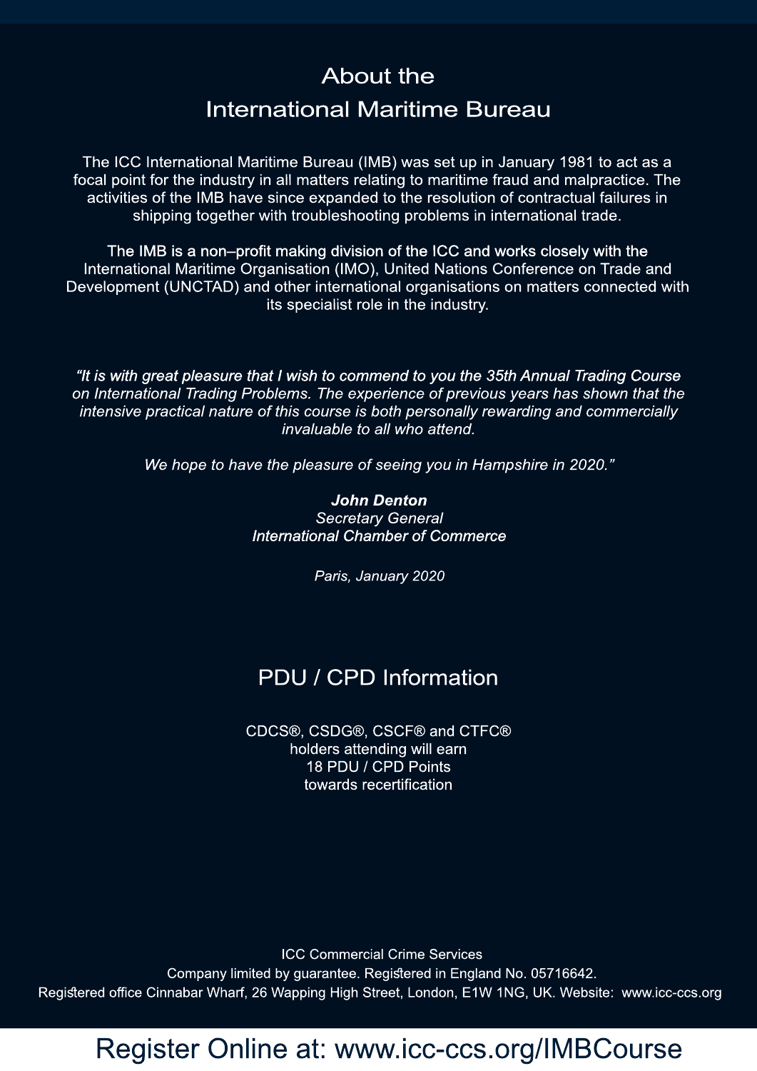# About the International Maritime Bureau

The ICC International Maritime Bureau (IMB) was set up in January 1981 to act as a focal point for the industry in all matters relating to maritime fraud and malpractice. The activities of the IMB have since expanded to the resolution of contractual failures in shipping together with troubleshooting problems in international trade.

The IMB is a non–profit making division of the ICC and works closely with the International Maritime Organisation (IMO), United Nations Conference on Trade and Development (UNCTAD) and other international organisations on matters connected with its specialist role in the industry.

*"It is with great pleasure that I wish to commend to you the 35th Annual Trading Course on International Trading Problems. The experience of previous years has shown that the intensive practical nature of this course is both personally rewarding and commercially invaluable to all who attend.*

*We hope to have the pleasure of seeing you in Hampshire in 2020."*

***John Denton***
*Secretary General*
*International Chamber of Commerce*

*Paris, January 2020*

## PDU / CPD Information

CDCS®, CSDG®, CSCF® and CTFC®
holders attending will earn
18 PDU / CPD Points
towards recertification

ICC Commercial Crime Services
Company limited by guarantee. Registered in England No. 05716642.
Registered office Cinnabar Wharf, 26 Wapping High Street, London, E1W 1NG, UK. Website: www.icc-ccs.org

Register Online at: www.icc-ccs.org/IMBCourse